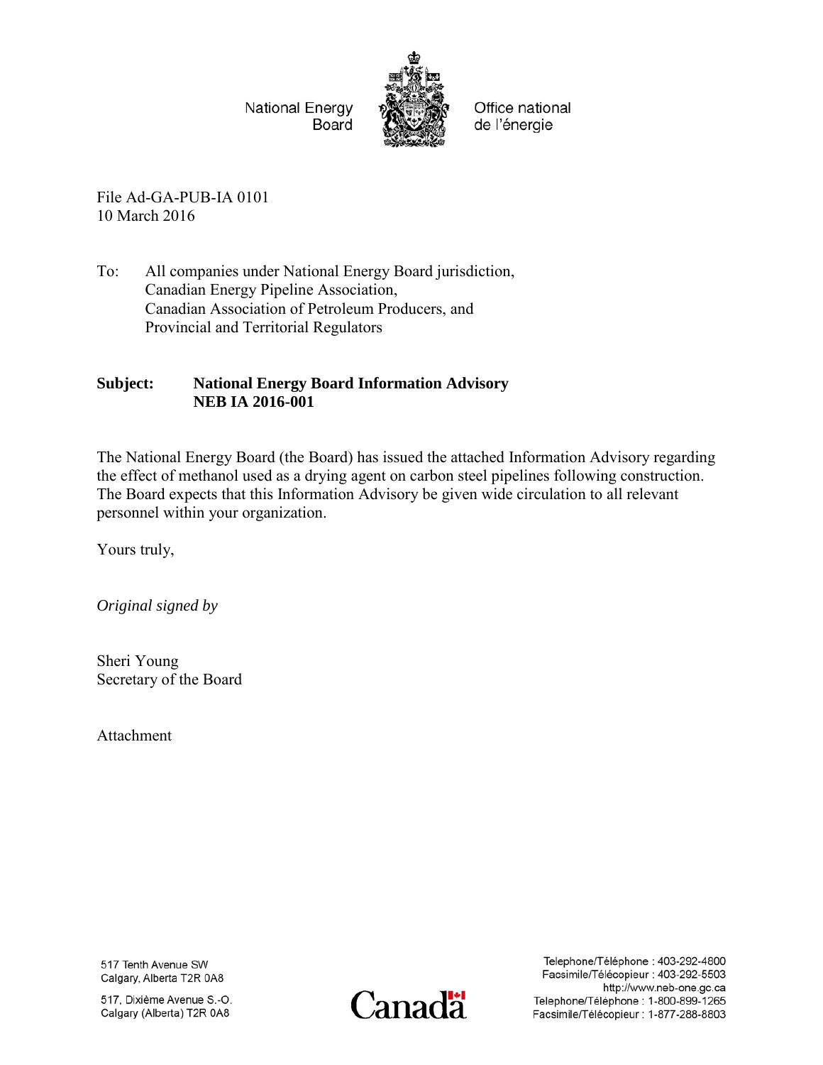National Energy Board | Office national de l'énergie

File Ad-GA-PUB-IA 0101
10 March 2016

To: All companies under National Energy Board jurisdiction,
Canadian Energy Pipeline Association,
Canadian Association of Petroleum Producers, and
Provincial and Territorial Regulators

**Subject: National Energy Board Information Advisory NEB IA 2016-001**

The National Energy Board (the Board) has issued the attached Information Advisory regarding the effect of methanol used as a drying agent on carbon steel pipelines following construction. The Board expects that this Information Advisory be given wide circulation to all relevant personnel within your organization.

Yours truly,

*Original signed by*

Sheri Young
Secretary of the Board

Attachment

517 Tenth Avenue SW
Calgary, Alberta T2R 0A8

517, Dixième Avenue S.-O.
Calgary (Alberta) T2R 0A8

Telephone/Téléphone : 403-292-4800
Facsimile/Télécopieur : 403-292-5503
http://www.neb-one.gc.ca
Telephone/Téléphone : 1-800-899-1265
Facsimile/Télécopieur : 1-877-288-8803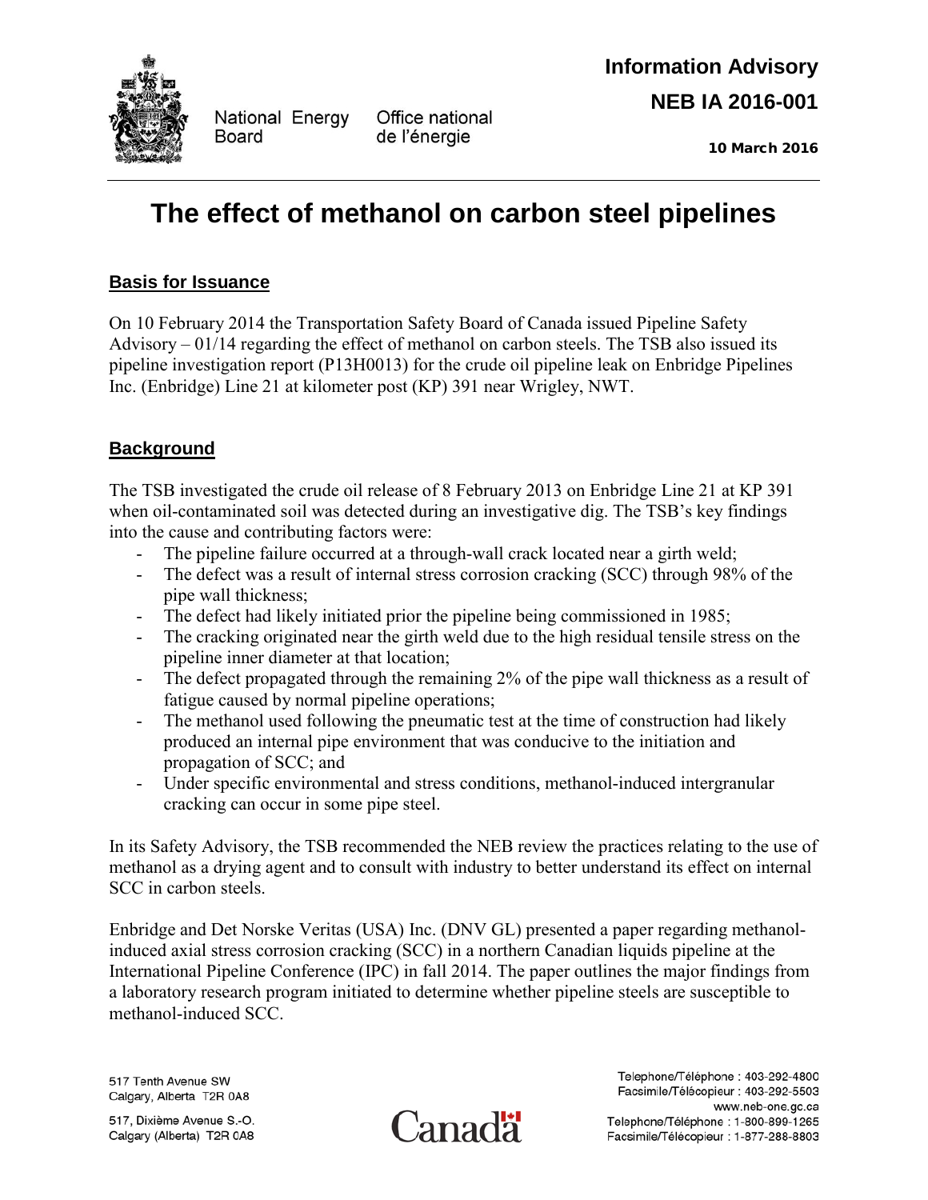National Energy Board | Office national de l'énergie

**Information Advisory**

**NEB IA 2016-001**

**10 March 2016**

# The effect of methanol on carbon steel pipelines

## Basis for Issuance

On 10 February 2014 the Transportation Safety Board of Canada issued Pipeline Safety Advisory – 01/14 regarding the effect of methanol on carbon steels. The TSB also issued its pipeline investigation report (P13H0013) for the crude oil pipeline leak on Enbridge Pipelines Inc. (Enbridge) Line 21 at kilometer post (KP) 391 near Wrigley, NWT.

## Background

The TSB investigated the crude oil release of 8 February 2013 on Enbridge Line 21 at KP 391 when oil-contaminated soil was detected during an investigative dig. The TSB's key findings into the cause and contributing factors were:

- The pipeline failure occurred at a through-wall crack located near a girth weld;
- The defect was a result of internal stress corrosion cracking (SCC) through 98% of the pipe wall thickness;
- The defect had likely initiated prior the pipeline being commissioned in 1985;
- The cracking originated near the girth weld due to the high residual tensile stress on the pipeline inner diameter at that location;
- The defect propagated through the remaining 2% of the pipe wall thickness as a result of fatigue caused by normal pipeline operations;
- The methanol used following the pneumatic test at the time of construction had likely produced an internal pipe environment that was conducive to the initiation and propagation of SCC; and
- Under specific environmental and stress conditions, methanol-induced intergranular cracking can occur in some pipe steel.

In its Safety Advisory, the TSB recommended the NEB review the practices relating to the use of methanol as a drying agent and to consult with industry to better understand its effect on internal SCC in carbon steels.

Enbridge and Det Norske Veritas (USA) Inc. (DNV GL) presented a paper regarding methanol-induced axial stress corrosion cracking (SCC) in a northern Canadian liquids pipeline at the International Pipeline Conference (IPC) in fall 2014. The paper outlines the major findings from a laboratory research program initiated to determine whether pipeline steels are susceptible to methanol-induced SCC.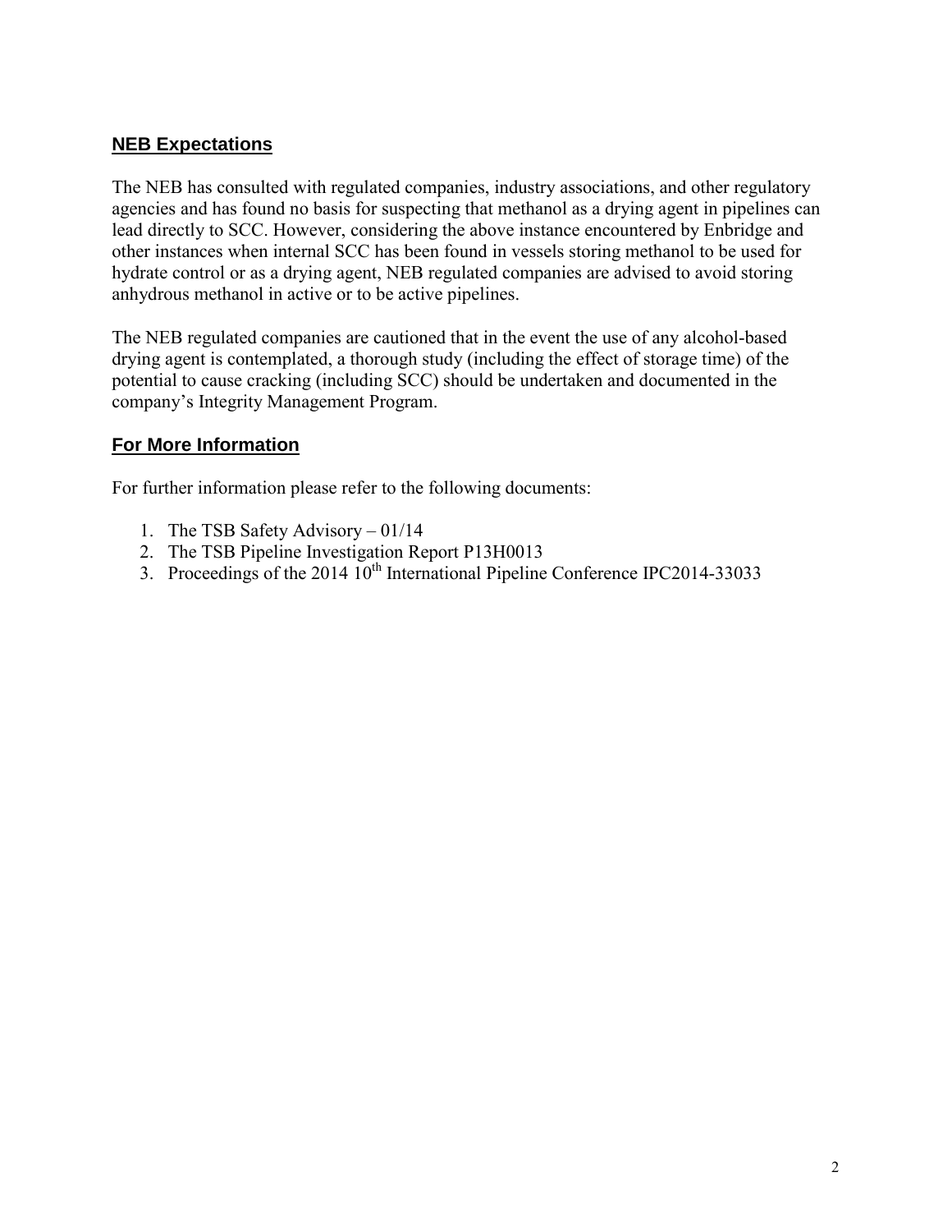## NEB Expectations

The NEB has consulted with regulated companies, industry associations, and other regulatory agencies and has found no basis for suspecting that methanol as a drying agent in pipelines can lead directly to SCC. However, considering the above instance encountered by Enbridge and other instances when internal SCC has been found in vessels storing methanol to be used for hydrate control or as a drying agent, NEB regulated companies are advised to avoid storing anhydrous methanol in active or to be active pipelines.

The NEB regulated companies are cautioned that in the event the use of any alcohol-based drying agent is contemplated, a thorough study (including the effect of storage time) of the potential to cause cracking (including SCC) should be undertaken and documented in the company's Integrity Management Program.

## For More Information

For further information please refer to the following documents:

1. The TSB Safety Advisory – 01/14
2. The TSB Pipeline Investigation Report P13H0013
3. Proceedings of the 2014 10th International Pipeline Conference IPC2014-33033